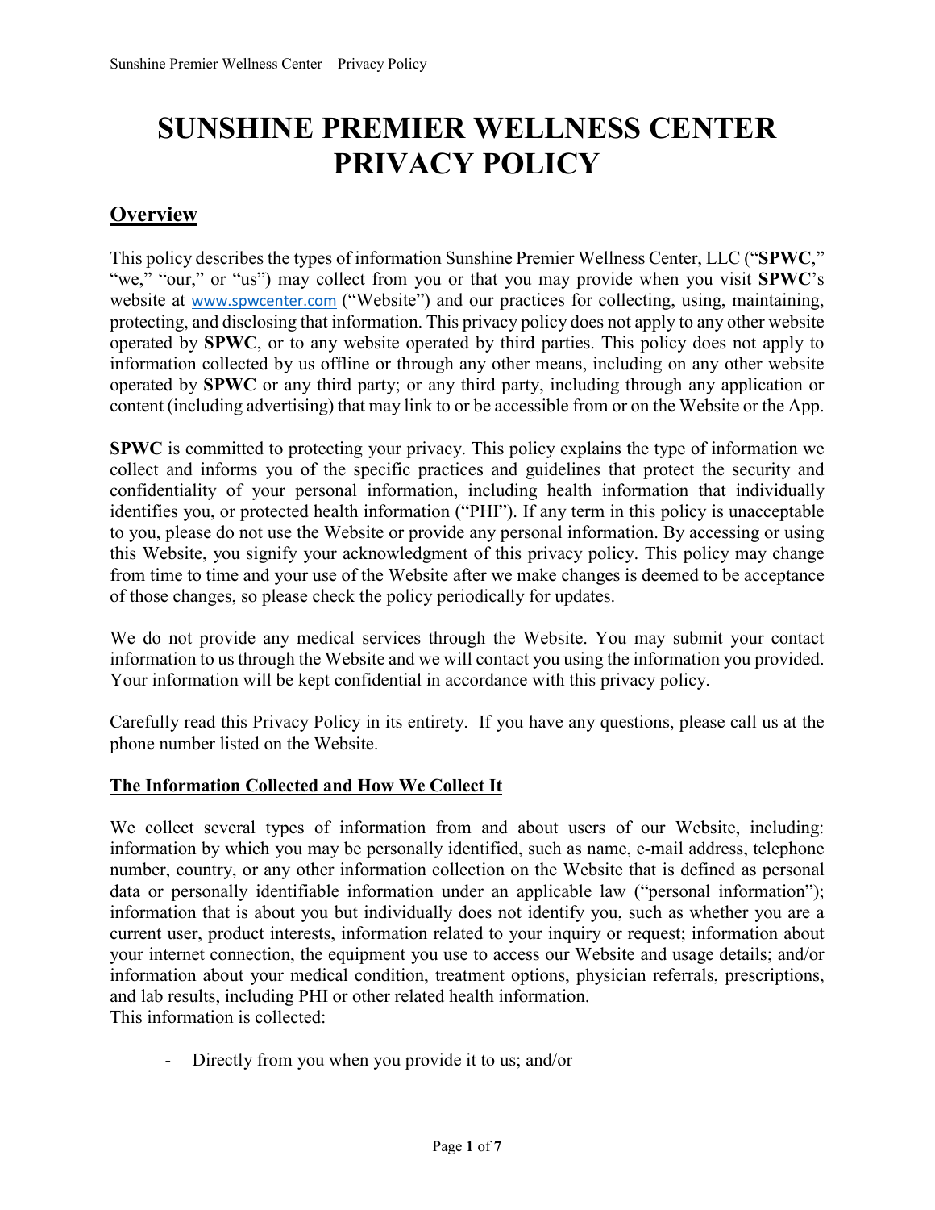# SUNSHINE PREMIER WELLNESS CENTER PRIVACY POLICY

## Overview

This policy describes the types of information Sunshine Premier Wellness Center, LLC ("**SPWC**," "we," "our," or "us") may collect from you or that you may provide when you visit **SPWC**'s website at www.spwcenter.com ("Website") and our practices for collecting, using, maintaining, protecting, and disclosing that information. This privacy policy does not apply to any other website operated by **SPWC**, or to any website operated by third parties. This policy does not apply to information collected by us offline or through any other means, including on any other website operated by **SPWC** or any third party; or any third party, including through any application or content (including advertising) that may link to or be accessible from or on the Website or the App.

**SPWC** is committed to protecting your privacy. This policy explains the type of information we collect and informs you of the specific practices and guidelines that protect the security and confidentiality of your personal information, including health information that individually identifies you, or protected health information ("PHI"). If any term in this policy is unacceptable to you, please do not use the Website or provide any personal information. By accessing or using this Website, you signify your acknowledgment of this privacy policy. This policy may change from time to time and your use of the Website after we make changes is deemed to be acceptance of those changes, so please check the policy periodically for updates.

We do not provide any medical services through the Website. You may submit your contact information to us through the Website and we will contact you using the information you provided. Your information will be kept confidential in accordance with this privacy policy.

Carefully read this Privacy Policy in its entirety. If you have any questions, please call us at the phone number listed on the Website.

### The Information Collected and How We Collect It

We collect several types of information from and about users of our Website, including: information by which you may be personally identified, such as name, e-mail address, telephone number, country, or any other information collection on the Website that is defined as personal data or personally identifiable information under an applicable law ("personal information"); information that is about you but individually does not identify you, such as whether you are a current user, product interests, information related to your inquiry or request; information about your internet connection, the equipment you use to access our Website and usage details; and/or information about your medical condition, treatment options, physician referrals, prescriptions, and lab results, including PHI or other related health information.
This information is collected:

- Directly from you when you provide it to us; and/or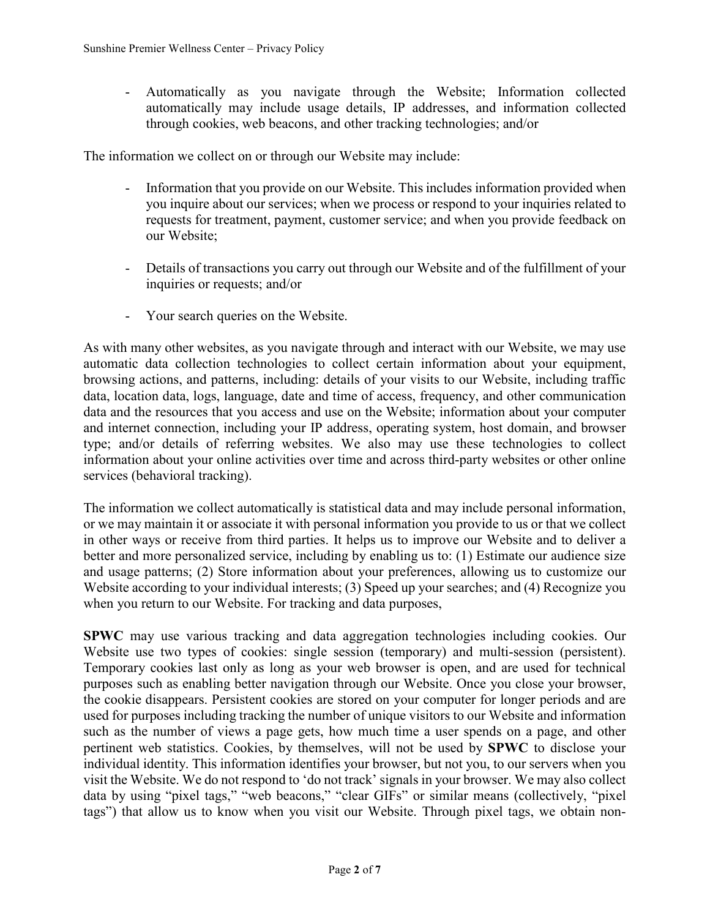- Automatically as you navigate through the Website; Information collected automatically may include usage details, IP addresses, and information collected through cookies, web beacons, and other tracking technologies; and/or

The information we collect on or through our Website may include:

- Information that you provide on our Website. This includes information provided when you inquire about our services; when we process or respond to your inquiries related to requests for treatment, payment, customer service; and when you provide feedback on our Website;

- Details of transactions you carry out through our Website and of the fulfillment of your inquiries or requests; and/or

- Your search queries on the Website.

As with many other websites, as you navigate through and interact with our Website, we may use automatic data collection technologies to collect certain information about your equipment, browsing actions, and patterns, including: details of your visits to our Website, including traffic data, location data, logs, language, date and time of access, frequency, and other communication data and the resources that you access and use on the Website; information about your computer and internet connection, including your IP address, operating system, host domain, and browser type; and/or details of referring websites. We also may use these technologies to collect information about your online activities over time and across third-party websites or other online services (behavioral tracking).

The information we collect automatically is statistical data and may include personal information, or we may maintain it or associate it with personal information you provide to us or that we collect in other ways or receive from third parties. It helps us to improve our Website and to deliver a better and more personalized service, including by enabling us to: (1) Estimate our audience size and usage patterns; (2) Store information about your preferences, allowing us to customize our Website according to your individual interests; (3) Speed up your searches; and (4) Recognize you when you return to our Website. For tracking and data purposes,

**SPWC** may use various tracking and data aggregation technologies including cookies. Our Website use two types of cookies: single session (temporary) and multi-session (persistent). Temporary cookies last only as long as your web browser is open, and are used for technical purposes such as enabling better navigation through our Website. Once you close your browser, the cookie disappears. Persistent cookies are stored on your computer for longer periods and are used for purposes including tracking the number of unique visitors to our Website and information such as the number of views a page gets, how much time a user spends on a page, and other pertinent web statistics. Cookies, by themselves, will not be used by **SPWC** to disclose your individual identity. This information identifies your browser, but not you, to our servers when you visit the Website. We do not respond to 'do not track' signals in your browser. We may also collect data by using "pixel tags," "web beacons," "clear GIFs" or similar means (collectively, "pixel tags") that allow us to know when you visit our Website. Through pixel tags, we obtain non-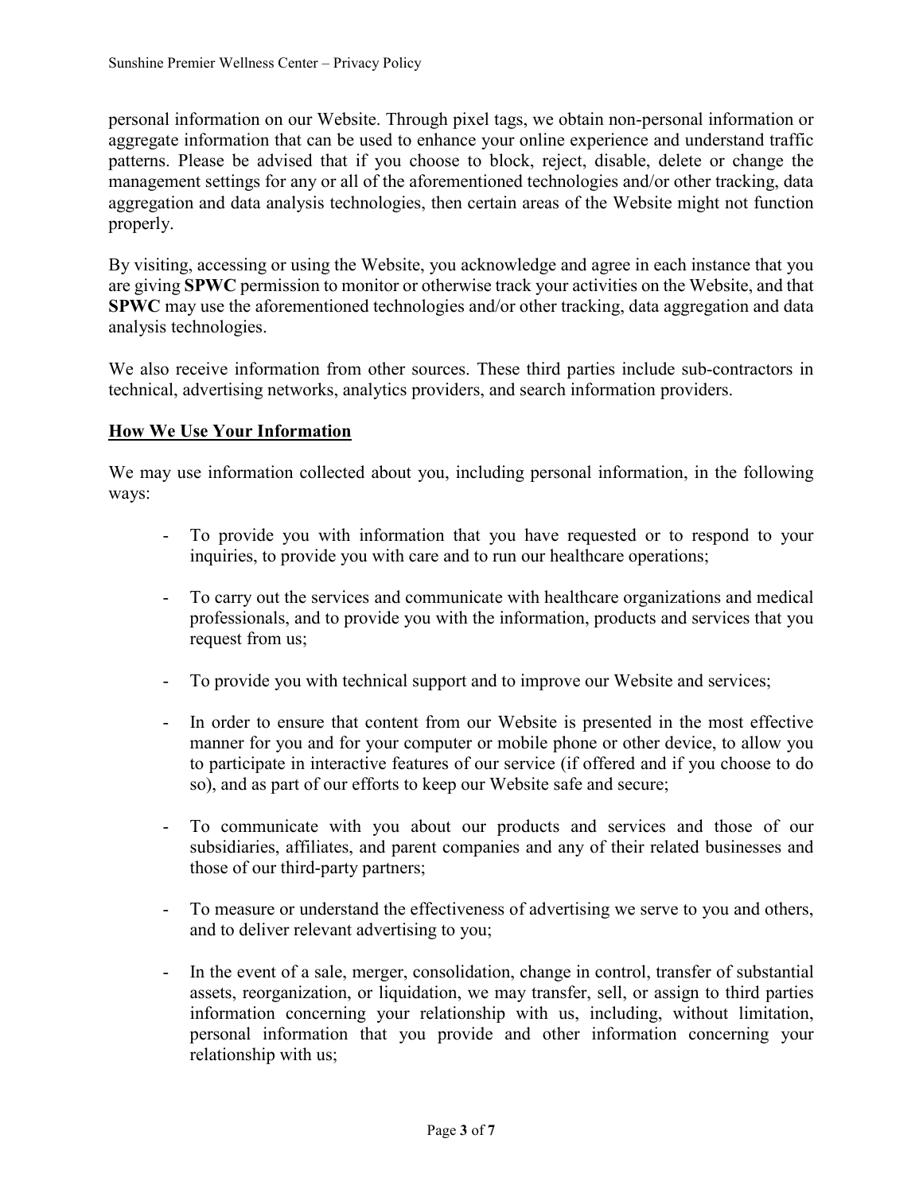personal information on our Website. Through pixel tags, we obtain non-personal information or aggregate information that can be used to enhance your online experience and understand traffic patterns. Please be advised that if you choose to block, reject, disable, delete or change the management settings for any or all of the aforementioned technologies and/or other tracking, data aggregation and data analysis technologies, then certain areas of the Website might not function properly.

By visiting, accessing or using the Website, you acknowledge and agree in each instance that you are giving **SPWC** permission to monitor or otherwise track your activities on the Website, and that **SPWC** may use the aforementioned technologies and/or other tracking, data aggregation and data analysis technologies.

We also receive information from other sources. These third parties include sub-contractors in technical, advertising networks, analytics providers, and search information providers.

## How We Use Your Information

We may use information collected about you, including personal information, in the following ways:

- To provide you with information that you have requested or to respond to your inquiries, to provide you with care and to run our healthcare operations;

- To carry out the services and communicate with healthcare organizations and medical professionals, and to provide you with the information, products and services that you request from us;

- To provide you with technical support and to improve our Website and services;

- In order to ensure that content from our Website is presented in the most effective manner for you and for your computer or mobile phone or other device, to allow you to participate in interactive features of our service (if offered and if you choose to do so), and as part of our efforts to keep our Website safe and secure;

- To communicate with you about our products and services and those of our subsidiaries, affiliates, and parent companies and any of their related businesses and those of our third-party partners;

- To measure or understand the effectiveness of advertising we serve to you and others, and to deliver relevant advertising to you;

- In the event of a sale, merger, consolidation, change in control, transfer of substantial assets, reorganization, or liquidation, we may transfer, sell, or assign to third parties information concerning your relationship with us, including, without limitation, personal information that you provide and other information concerning your relationship with us;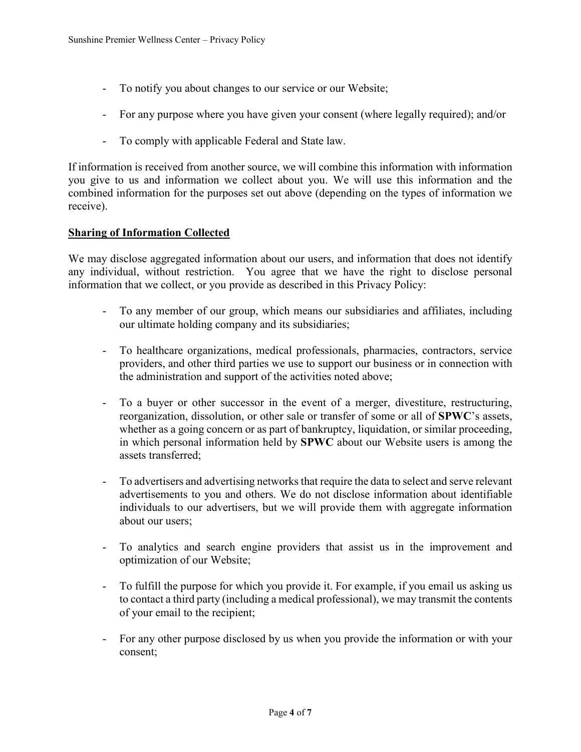- To notify you about changes to our service or our Website;
- For any purpose where you have given your consent (where legally required); and/or
- To comply with applicable Federal and State law.

If information is received from another source, we will combine this information with information you give to us and information we collect about you. We will use this information and the combined information for the purposes set out above (depending on the types of information we receive).

## <u>Sharing of Information Collected</u>

We may disclose aggregated information about our users, and information that does not identify any individual, without restriction. You agree that we have the right to disclose personal information that we collect, or you provide as described in this Privacy Policy:

- To any member of our group, which means our subsidiaries and affiliates, including our ultimate holding company and its subsidiaries;
- To healthcare organizations, medical professionals, pharmacies, contractors, service providers, and other third parties we use to support our business or in connection with the administration and support of the activities noted above;
- To a buyer or other successor in the event of a merger, divestiture, restructuring, reorganization, dissolution, or other sale or transfer of some or all of **SPWC**'s assets, whether as a going concern or as part of bankruptcy, liquidation, or similar proceeding, in which personal information held by **SPWC** about our Website users is among the assets transferred;
- To advertisers and advertising networks that require the data to select and serve relevant advertisements to you and others. We do not disclose information about identifiable individuals to our advertisers, but we will provide them with aggregate information about our users;
- To analytics and search engine providers that assist us in the improvement and optimization of our Website;
- To fulfill the purpose for which you provide it. For example, if you email us asking us to contact a third party (including a medical professional), we may transmit the contents of your email to the recipient;
- For any other purpose disclosed by us when you provide the information or with your consent;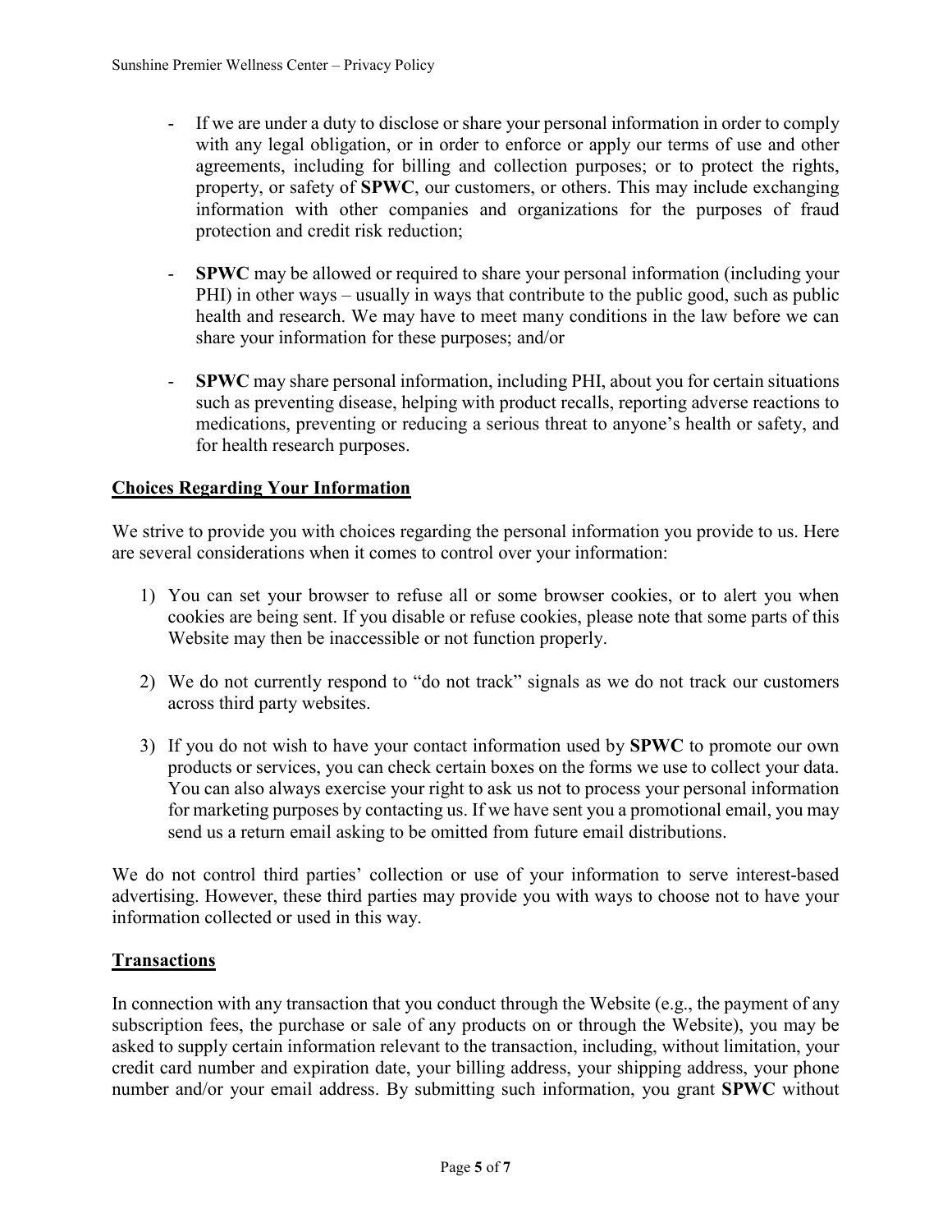- If we are under a duty to disclose or share your personal information in order to comply with any legal obligation, or in order to enforce or apply our terms of use and other agreements, including for billing and collection purposes; or to protect the rights, property, or safety of **SPWC**, our customers, or others. This may include exchanging information with other companies and organizations for the purposes of fraud protection and credit risk reduction;

- **SPWC** may be allowed or required to share your personal information (including your PHI) in other ways – usually in ways that contribute to the public good, such as public health and research. We may have to meet many conditions in the law before we can share your information for these purposes; and/or

- **SPWC** may share personal information, including PHI, about you for certain situations such as preventing disease, helping with product recalls, reporting adverse reactions to medications, preventing or reducing a serious threat to anyone's health or safety, and for health research purposes.

## Choices Regarding Your Information

We strive to provide you with choices regarding the personal information you provide to us. Here are several considerations when it comes to control over your information:

1) You can set your browser to refuse all or some browser cookies, or to alert you when cookies are being sent. If you disable or refuse cookies, please note that some parts of this Website may then be inaccessible or not function properly.

2) We do not currently respond to "do not track" signals as we do not track our customers across third party websites.

3) If you do not wish to have your contact information used by **SPWC** to promote our own products or services, you can check certain boxes on the forms we use to collect your data. You can also always exercise your right to ask us not to process your personal information for marketing purposes by contacting us. If we have sent you a promotional email, you may send us a return email asking to be omitted from future email distributions.

We do not control third parties' collection or use of your information to serve interest-based advertising. However, these third parties may provide you with ways to choose not to have your information collected or used in this way.

## Transactions

In connection with any transaction that you conduct through the Website (e.g., the payment of any subscription fees, the purchase or sale of any products on or through the Website), you may be asked to supply certain information relevant to the transaction, including, without limitation, your credit card number and expiration date, your billing address, your shipping address, your phone number and/or your email address. By submitting such information, you grant **SPWC** without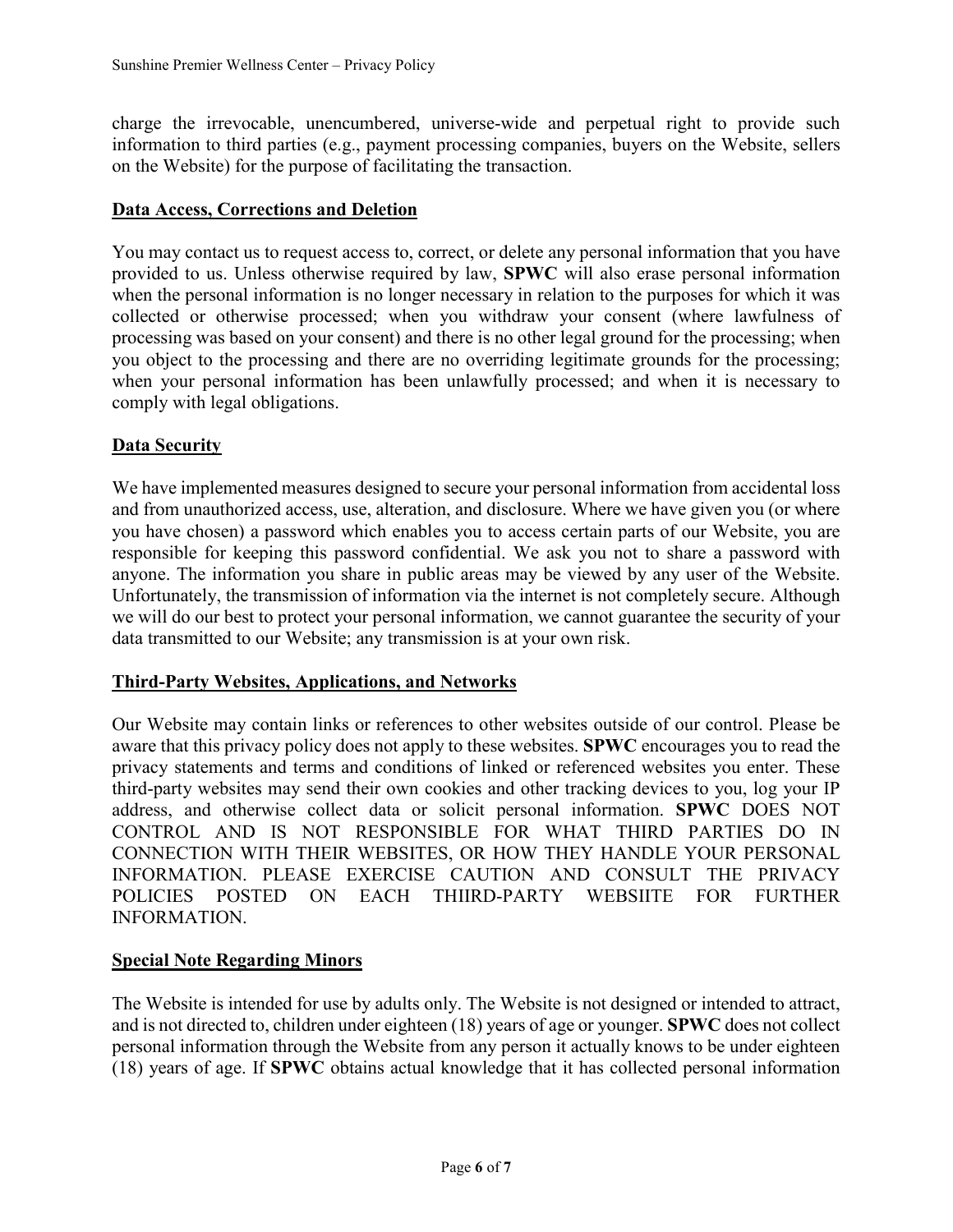charge the irrevocable, unencumbered, universe-wide and perpetual right to provide such information to third parties (e.g., payment processing companies, buyers on the Website, sellers on the Website) for the purpose of facilitating the transaction.

## Data Access, Corrections and Deletion

You may contact us to request access to, correct, or delete any personal information that you have provided to us. Unless otherwise required by law, **SPWC** will also erase personal information when the personal information is no longer necessary in relation to the purposes for which it was collected or otherwise processed; when you withdraw your consent (where lawfulness of processing was based on your consent) and there is no other legal ground for the processing; when you object to the processing and there are no overriding legitimate grounds for the processing; when your personal information has been unlawfully processed; and when it is necessary to comply with legal obligations.

## Data Security

We have implemented measures designed to secure your personal information from accidental loss and from unauthorized access, use, alteration, and disclosure. Where we have given you (or where you have chosen) a password which enables you to access certain parts of our Website, you are responsible for keeping this password confidential. We ask you not to share a password with anyone. The information you share in public areas may be viewed by any user of the Website. Unfortunately, the transmission of information via the internet is not completely secure. Although we will do our best to protect your personal information, we cannot guarantee the security of your data transmitted to our Website; any transmission is at your own risk.

## Third-Party Websites, Applications, and Networks

Our Website may contain links or references to other websites outside of our control. Please be aware that this privacy policy does not apply to these websites. **SPWC** encourages you to read the privacy statements and terms and conditions of linked or referenced websites you enter. These third-party websites may send their own cookies and other tracking devices to you, log your IP address, and otherwise collect data or solicit personal information. **SPWC** DOES NOT CONTROL AND IS NOT RESPONSIBLE FOR WHAT THIRD PARTIES DO IN CONNECTION WITH THEIR WEBSITES, OR HOW THEY HANDLE YOUR PERSONAL INFORMATION. PLEASE EXERCISE CAUTION AND CONSULT THE PRIVACY POLICIES POSTED ON EACH THIIRD-PARTY WEBSIITE FOR FURTHER INFORMATION.

## Special Note Regarding Minors

The Website is intended for use by adults only. The Website is not designed or intended to attract, and is not directed to, children under eighteen (18) years of age or younger. **SPWC** does not collect personal information through the Website from any person it actually knows to be under eighteen (18) years of age. If **SPWC** obtains actual knowledge that it has collected personal information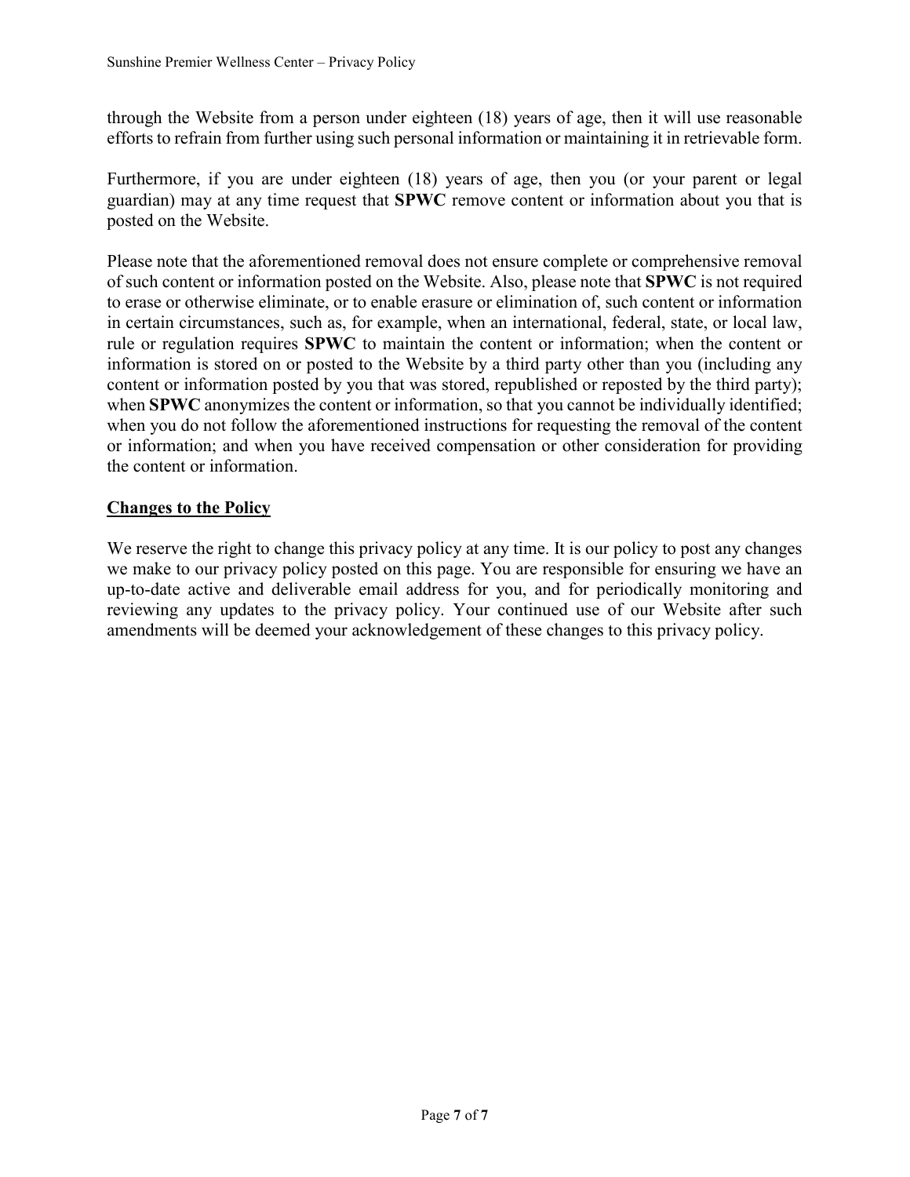through the Website from a person under eighteen (18) years of age, then it will use reasonable efforts to refrain from further using such personal information or maintaining it in retrievable form.

Furthermore, if you are under eighteen (18) years of age, then you (or your parent or legal guardian) may at any time request that **SPWC** remove content or information about you that is posted on the Website.

Please note that the aforementioned removal does not ensure complete or comprehensive removal of such content or information posted on the Website. Also, please note that **SPWC** is not required to erase or otherwise eliminate, or to enable erasure or elimination of, such content or information in certain circumstances, such as, for example, when an international, federal, state, or local law, rule or regulation requires **SPWC** to maintain the content or information; when the content or information is stored on or posted to the Website by a third party other than you (including any content or information posted by you that was stored, republished or reposted by the third party); when **SPWC** anonymizes the content or information, so that you cannot be individually identified; when you do not follow the aforementioned instructions for requesting the removal of the content or information; and when you have received compensation or other consideration for providing the content or information.

## Changes to the Policy

We reserve the right to change this privacy policy at any time. It is our policy to post any changes we make to our privacy policy posted on this page. You are responsible for ensuring we have an up-to-date active and deliverable email address for you, and for periodically monitoring and reviewing any updates to the privacy policy. Your continued use of our Website after such amendments will be deemed your acknowledgement of these changes to this privacy policy.